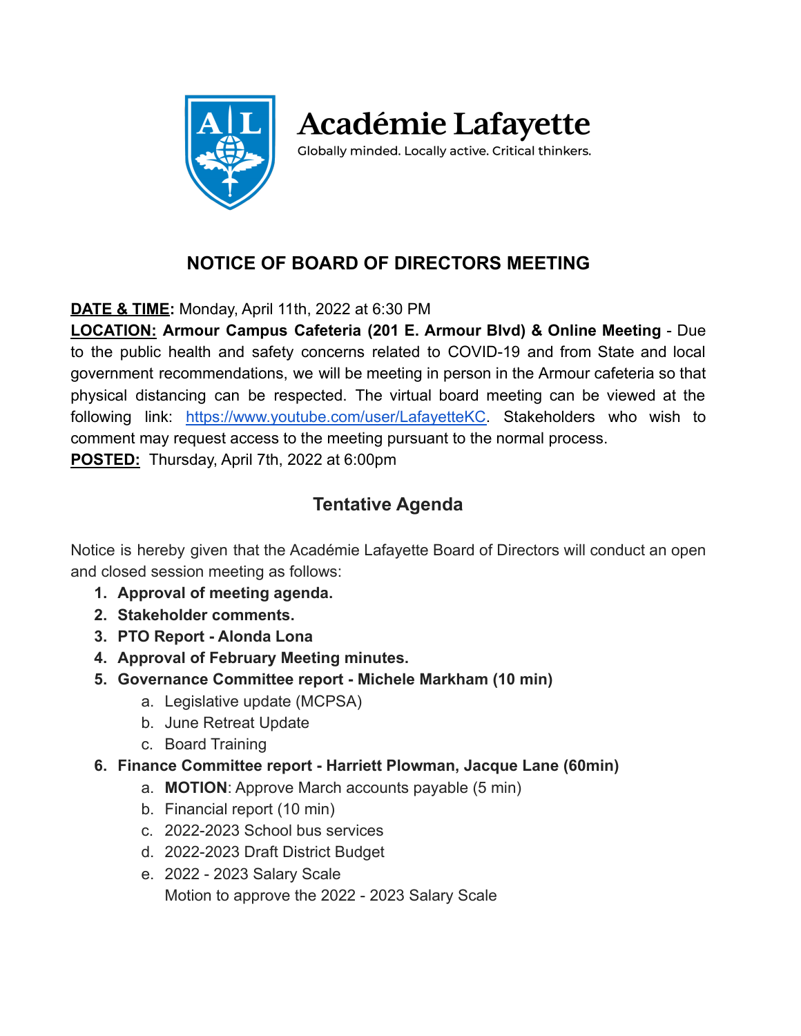# Académie Lafayette

Globally minded. Locally active. Critical thinkers.

## NOTICE OF BOARD OF DIRECTORS MEETING

**DATE & TIME:** Monday, April 11th, 2022 at 6:30 PM
**LOCATION: Armour Campus Cafeteria (201 E. Armour Blvd) & Online Meeting** - Due to the public health and safety concerns related to COVID-19 and from State and local government recommendations, we will be meeting in person in the Armour cafeteria so that physical distancing can be respected. The virtual board meeting can be viewed at the following link: https://www.youtube.com/user/LafayetteKC. Stakeholders who wish to comment may request access to the meeting pursuant to the normal process.
**POSTED:** Thursday, April 7th, 2022 at 6:00pm

## Tentative Agenda

Notice is hereby given that the Académie Lafayette Board of Directors will conduct an open and closed session meeting as follows:

1. **Approval of meeting agenda.**
2. **Stakeholder comments.**
3. **PTO Report - Alonda Lona**
4. **Approval of February Meeting minutes.**
5. **Governance Committee report - Michele Markham (10 min)**
   a. Legislative update (MCPSA)
   b. June Retreat Update
   c. Board Training
6. **Finance Committee report - Harriett Plowman, Jacque Lane (60min)**
   a. **MOTION**: Approve March accounts payable (5 min)
   b. Financial report (10 min)
   c. 2022-2023 School bus services
   d. 2022-2023 Draft District Budget
   e. 2022 - 2023 Salary Scale
      Motion to approve the 2022 - 2023 Salary Scale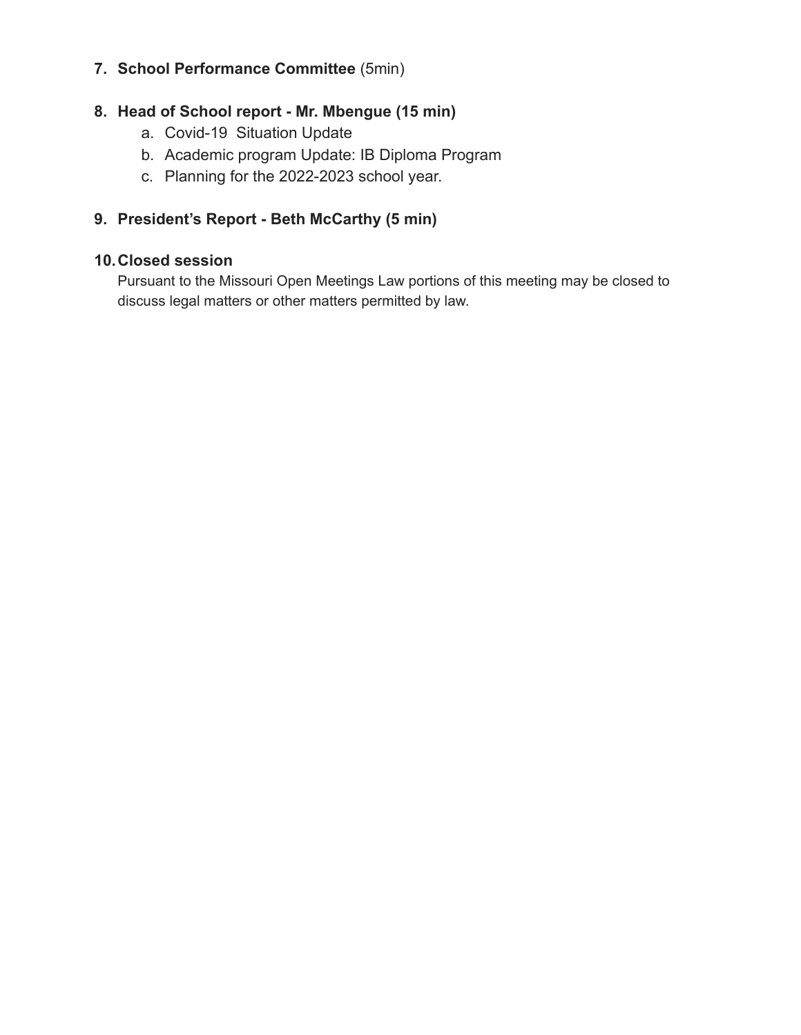7. **School Performance Committee** (5min)

8. **Head of School report - Mr. Mbengue (15 min)**
    a. Covid-19 Situation Update
    b. Academic program Update: IB Diploma Program
    c. Planning for the 2022-2023 school year.

9. **President's Report - Beth McCarthy (5 min)**

10. **Closed session**

    Pursuant to the Missouri Open Meetings Law portions of this meeting may be closed to discuss legal matters or other matters permitted by law.